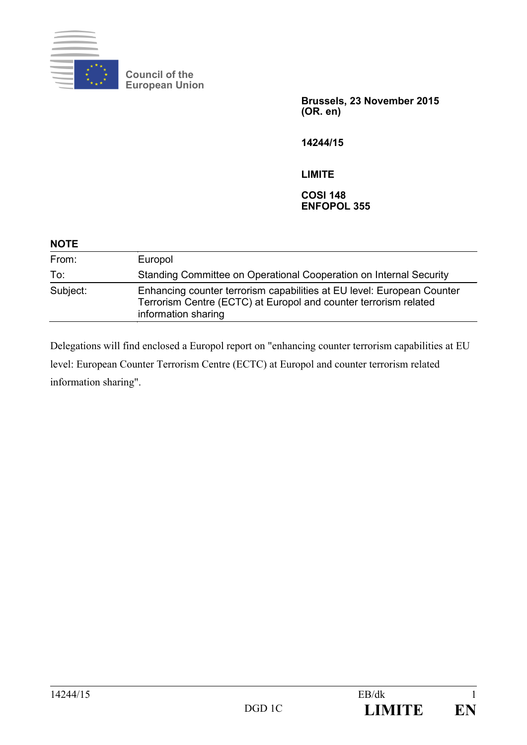Council of the European Union

**Brussels, 23 November 2015**
**(OR. en)**

**14244/15**

**LIMITE**

**COSI 148**
**ENFOPOL 355**

**NOTE**

| | |
|---|---|
| From: | Europol |
| To: | Standing Committee on Operational Cooperation on Internal Security |
| Subject: | Enhancing counter terrorism capabilities at EU level: European Counter Terrorism Centre (ECTC) at Europol and counter terrorism related information sharing |

Delegations will find enclosed a Europol report on "enhancing counter terrorism capabilities at EU level: European Counter Terrorism Centre (ECTC) at Europol and counter terrorism related information sharing".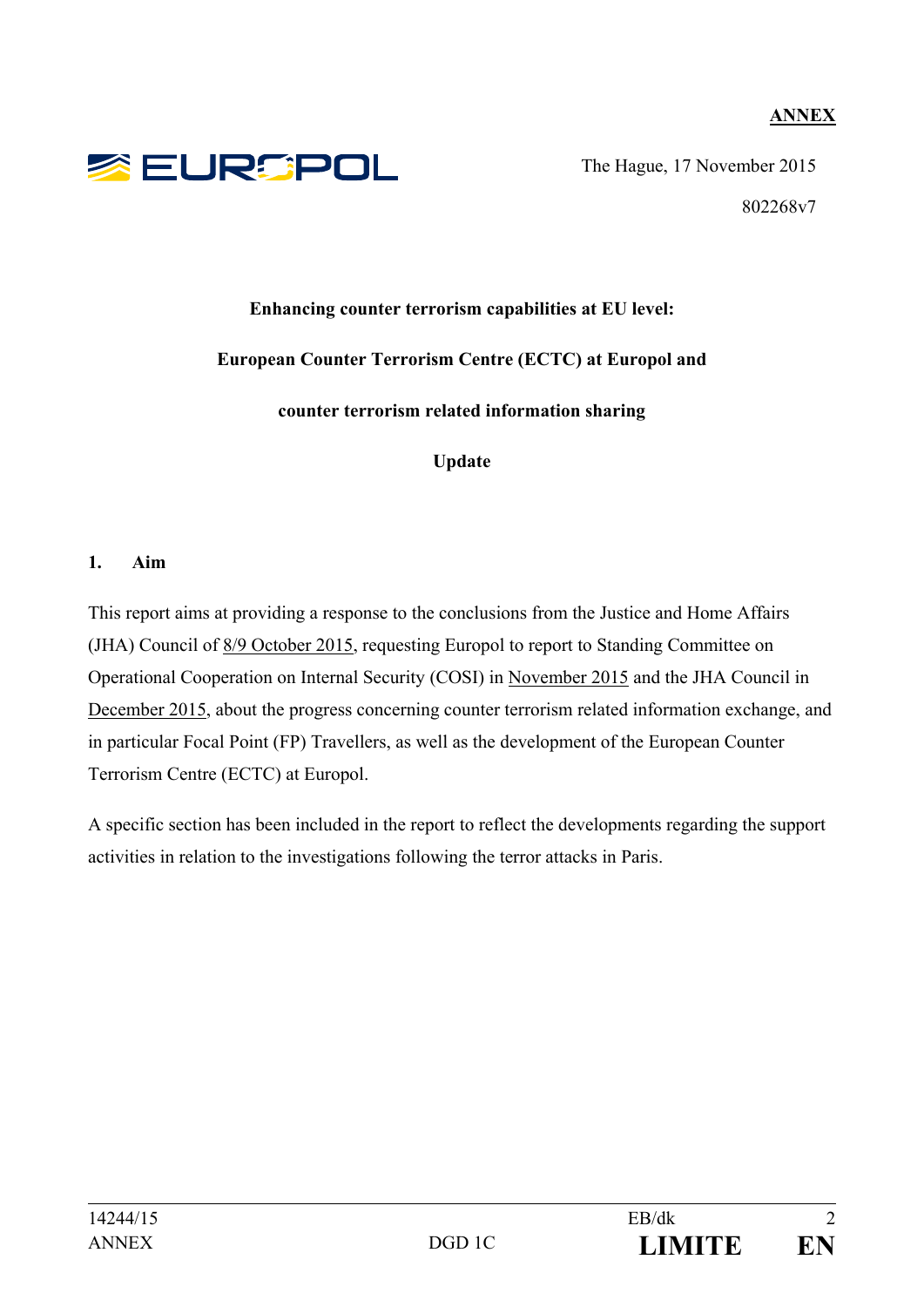**ANNEX**

EUROPOL

The Hague, 17 November 2015

802268v7

**Enhancing counter terrorism capabilities at EU level:**

**European Counter Terrorism Centre (ECTC) at Europol and**

**counter terrorism related information sharing**

**Update**

## 1. Aim

This report aims at providing a response to the conclusions from the Justice and Home Affairs (JHA) Council of 8/9 October 2015, requesting Europol to report to Standing Committee on Operational Cooperation on Internal Security (COSI) in November 2015 and the JHA Council in December 2015, about the progress concerning counter terrorism related information exchange, and in particular Focal Point (FP) Travellers, as well as the development of the European Counter Terrorism Centre (ECTC) at Europol.

A specific section has been included in the report to reflect the developments regarding the support activities in relation to the investigations following the terror attacks in Paris.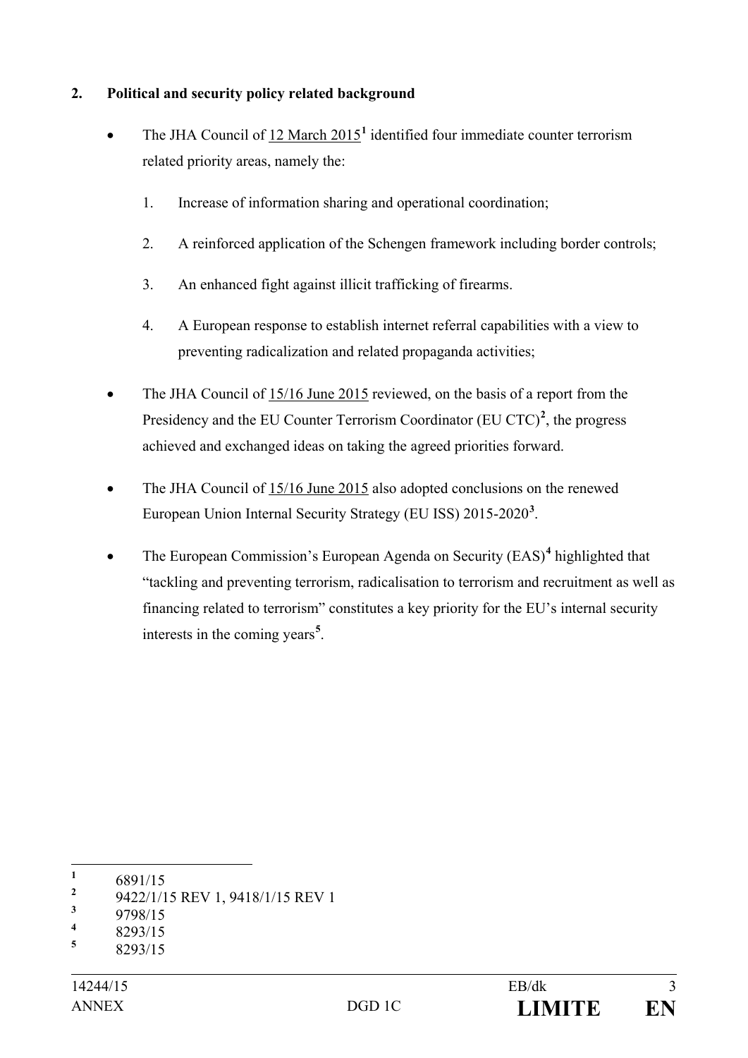## 2. Political and security policy related background

- The JHA Council of 12 March 2015[1] identified four immediate counter terrorism related priority areas, namely the:

  1. Increase of information sharing and operational coordination;
  2. A reinforced application of the Schengen framework including border controls;
  3. An enhanced fight against illicit trafficking of firearms.
  4. A European response to establish internet referral capabilities with a view to preventing radicalization and related propaganda activities;

- The JHA Council of 15/16 June 2015 reviewed, on the basis of a report from the Presidency and the EU Counter Terrorism Coordinator (EU CTC)[2], the progress achieved and exchanged ideas on taking the agreed priorities forward.

- The JHA Council of 15/16 June 2015 also adopted conclusions on the renewed European Union Internal Security Strategy (EU ISS) 2015-2020[3].

- The European Commission's European Agenda on Security (EAS)[4] highlighted that "tackling and preventing terrorism, radicalisation to terrorism and recruitment as well as financing related to terrorism" constitutes a key priority for the EU's internal security interests in the coming years[5].

---

[1] 6891/15

[2] 9422/1/15 REV 1, 9418/1/15 REV 1

[3] 9798/15

[4] 8293/15

[5] 8293/15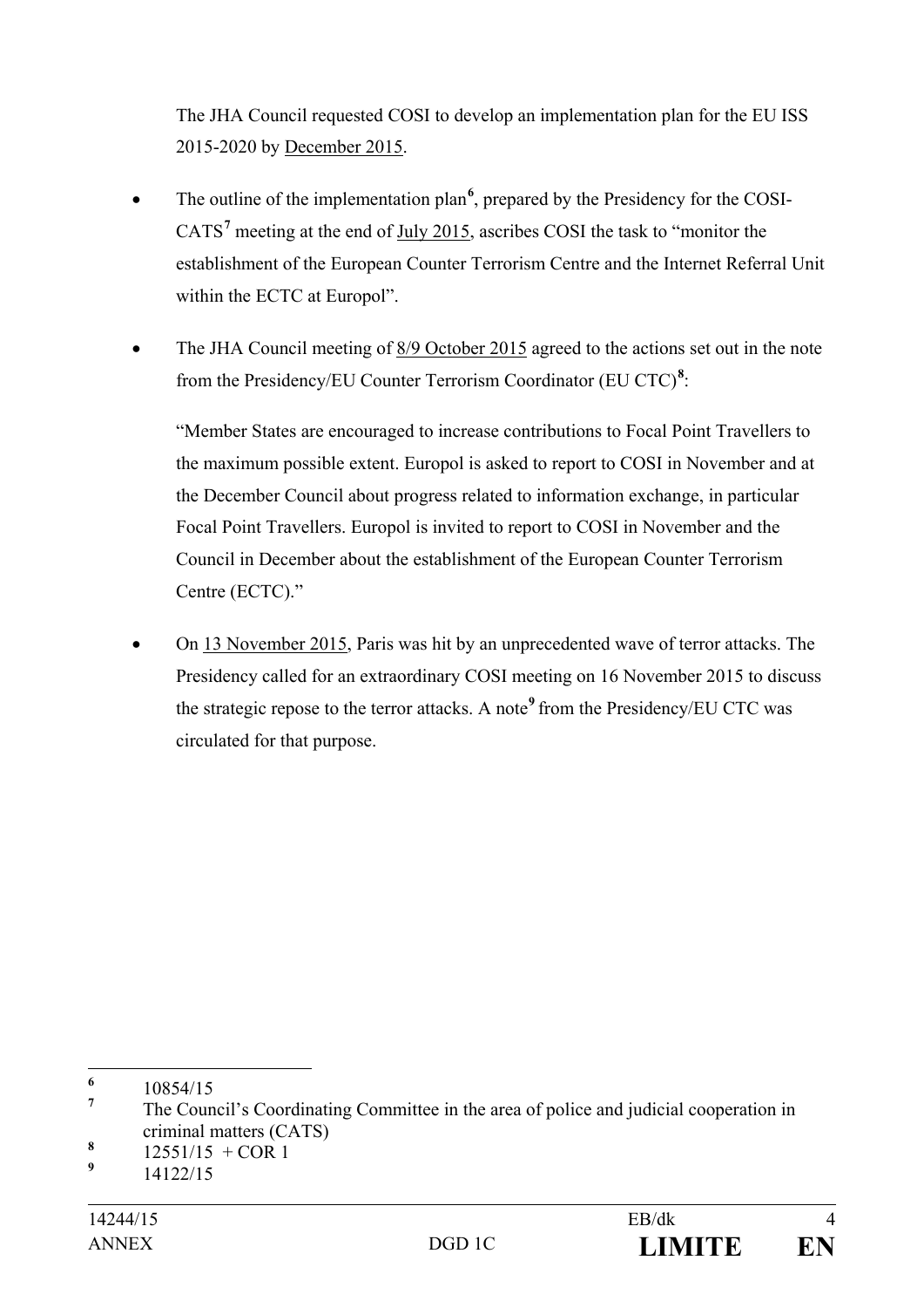The JHA Council requested COSI to develop an implementation plan for the EU ISS 2015-2020 by December 2015.

- The outline of the implementation plan[6], prepared by the Presidency for the COSI-CATS[7] meeting at the end of July 2015, ascribes COSI the task to "monitor the establishment of the European Counter Terrorism Centre and the Internet Referral Unit within the ECTC at Europol".

- The JHA Council meeting of 8/9 October 2015 agreed to the actions set out in the note from the Presidency/EU Counter Terrorism Coordinator (EU CTC)[8]:

  "Member States are encouraged to increase contributions to Focal Point Travellers to the maximum possible extent. Europol is asked to report to COSI in November and at the December Council about progress related to information exchange, in particular Focal Point Travellers. Europol is invited to report to COSI in November and the Council in December about the establishment of the European Counter Terrorism Centre (ECTC)."

- On 13 November 2015, Paris was hit by an unprecedented wave of terror attacks. The Presidency called for an extraordinary COSI meeting on 16 November 2015 to discuss the strategic repose to the terror attacks. A note[9] from the Presidency/EU CTC was circulated for that purpose.

---

[6] 10854/15

[7] The Council's Coordinating Committee in the area of police and judicial cooperation in criminal matters (CATS)

[8] 12551/15 + COR 1

[9] 14122/15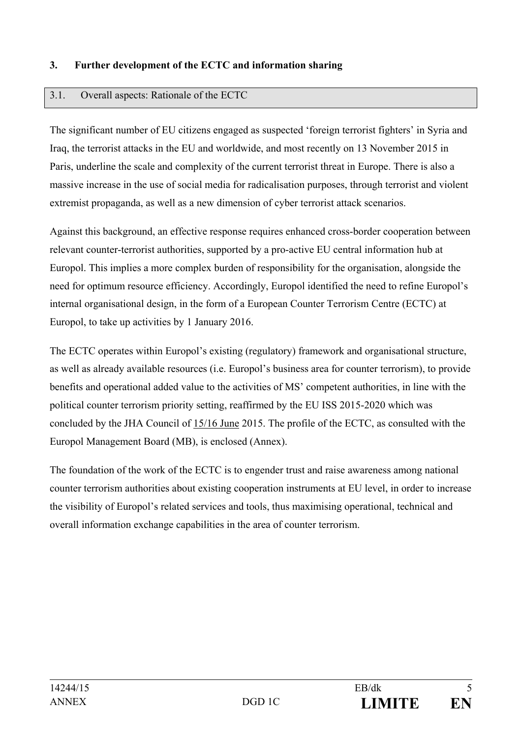## 3. Further development of the ECTC and information sharing

### 3.1. Overall aspects: Rationale of the ECTC

The significant number of EU citizens engaged as suspected 'foreign terrorist fighters' in Syria and Iraq, the terrorist attacks in the EU and worldwide, and most recently on 13 November 2015 in Paris, underline the scale and complexity of the current terrorist threat in Europe. There is also a massive increase in the use of social media for radicalisation purposes, through terrorist and violent extremist propaganda, as well as a new dimension of cyber terrorist attack scenarios.

Against this background, an effective response requires enhanced cross-border cooperation between relevant counter-terrorist authorities, supported by a pro-active EU central information hub at Europol. This implies a more complex burden of responsibility for the organisation, alongside the need for optimum resource efficiency. Accordingly, Europol identified the need to refine Europol's internal organisational design, in the form of a European Counter Terrorism Centre (ECTC) at Europol, to take up activities by 1 January 2016.

The ECTC operates within Europol's existing (regulatory) framework and organisational structure, as well as already available resources (i.e. Europol's business area for counter terrorism), to provide benefits and operational added value to the activities of MS' competent authorities, in line with the political counter terrorism priority setting, reaffirmed by the EU ISS 2015-2020 which was concluded by the JHA Council of 15/16 June 2015. The profile of the ECTC, as consulted with the Europol Management Board (MB), is enclosed (Annex).

The foundation of the work of the ECTC is to engender trust and raise awareness among national counter terrorism authorities about existing cooperation instruments at EU level, in order to increase the visibility of Europol's related services and tools, thus maximising operational, technical and overall information exchange capabilities in the area of counter terrorism.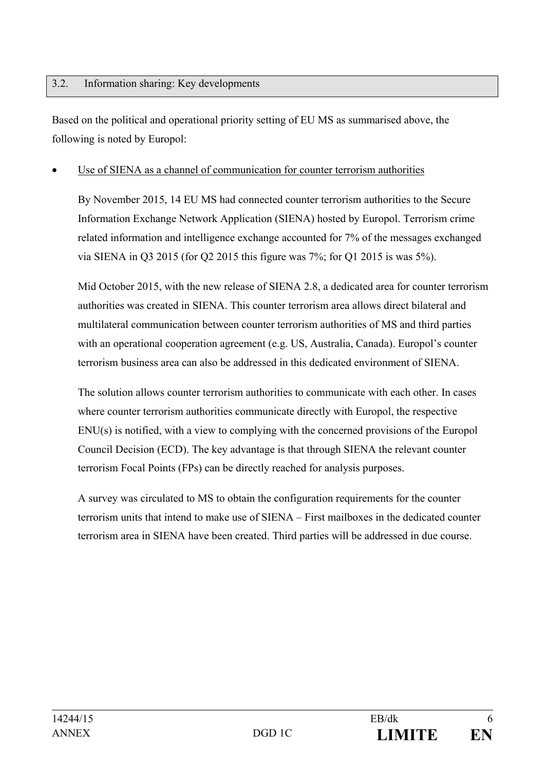## 3.2. Information sharing: Key developments

Based on the political and operational priority setting of EU MS as summarised above, the following is noted by Europol:

- Use of SIENA as a channel of communication for counter terrorism authorities

  By November 2015, 14 EU MS had connected counter terrorism authorities to the Secure Information Exchange Network Application (SIENA) hosted by Europol. Terrorism crime related information and intelligence exchange accounted for 7% of the messages exchanged via SIENA in Q3 2015 (for Q2 2015 this figure was 7%; for Q1 2015 is was 5%).

  Mid October 2015, with the new release of SIENA 2.8, a dedicated area for counter terrorism authorities was created in SIENA. This counter terrorism area allows direct bilateral and multilateral communication between counter terrorism authorities of MS and third parties with an operational cooperation agreement (e.g. US, Australia, Canada). Europol's counter terrorism business area can also be addressed in this dedicated environment of SIENA.

  The solution allows counter terrorism authorities to communicate with each other. In cases where counter terrorism authorities communicate directly with Europol, the respective ENU(s) is notified, with a view to complying with the concerned provisions of the Europol Council Decision (ECD). The key advantage is that through SIENA the relevant counter terrorism Focal Points (FPs) can be directly reached for analysis purposes.

  A survey was circulated to MS to obtain the configuration requirements for the counter terrorism units that intend to make use of SIENA – First mailboxes in the dedicated counter terrorism area in SIENA have been created. Third parties will be addressed in due course.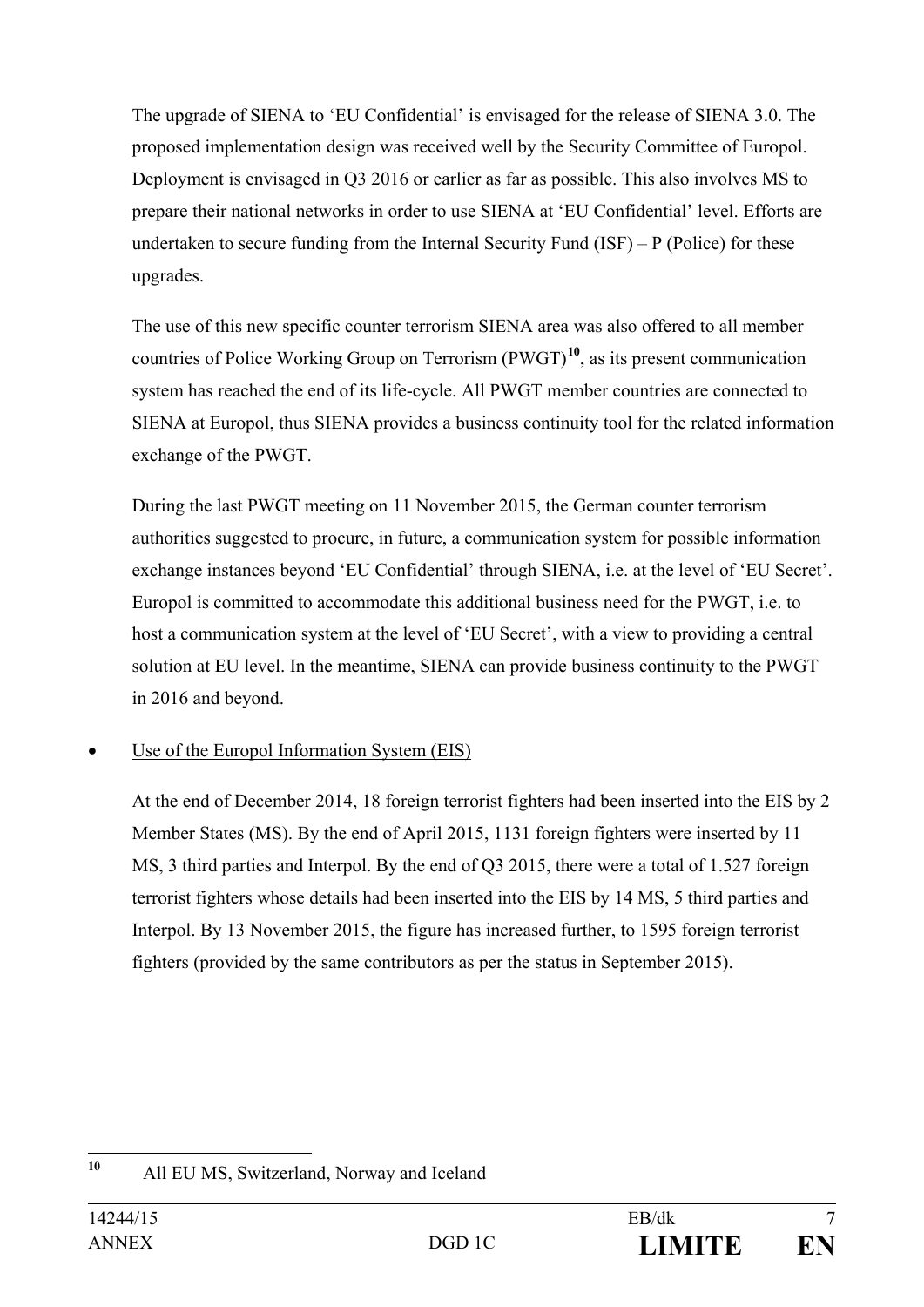The upgrade of SIENA to 'EU Confidential' is envisaged for the release of SIENA 3.0. The proposed implementation design was received well by the Security Committee of Europol. Deployment is envisaged in Q3 2016 or earlier as far as possible. This also involves MS to prepare their national networks in order to use SIENA at 'EU Confidential' level. Efforts are undertaken to secure funding from the Internal Security Fund (ISF) – P (Police) for these upgrades.

The use of this new specific counter terrorism SIENA area was also offered to all member countries of Police Working Group on Terrorism (PWGT)[10], as its present communication system has reached the end of its life-cycle. All PWGT member countries are connected to SIENA at Europol, thus SIENA provides a business continuity tool for the related information exchange of the PWGT.

During the last PWGT meeting on 11 November 2015, the German counter terrorism authorities suggested to procure, in future, a communication system for possible information exchange instances beyond 'EU Confidential' through SIENA, i.e. at the level of 'EU Secret'. Europol is committed to accommodate this additional business need for the PWGT, i.e. to host a communication system at the level of 'EU Secret', with a view to providing a central solution at EU level. In the meantime, SIENA can provide business continuity to the PWGT in 2016 and beyond.

- Use of the Europol Information System (EIS)

At the end of December 2014, 18 foreign terrorist fighters had been inserted into the EIS by 2 Member States (MS). By the end of April 2015, 1131 foreign fighters were inserted by 11 MS, 3 third parties and Interpol. By the end of Q3 2015, there were a total of 1.527 foreign terrorist fighters whose details had been inserted into the EIS by 14 MS, 5 third parties and Interpol. By 13 November 2015, the figure has increased further, to 1595 foreign terrorist fighters (provided by the same contributors as per the status in September 2015).

[10] All EU MS, Switzerland, Norway and Iceland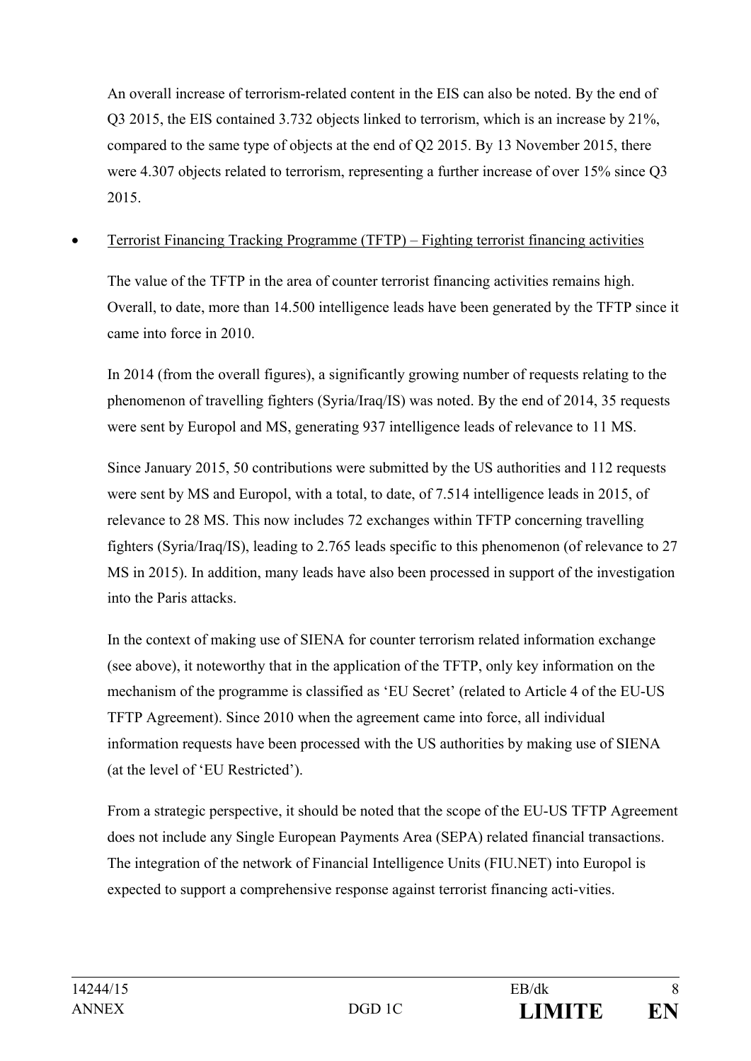An overall increase of terrorism-related content in the EIS can also be noted. By the end of Q3 2015, the EIS contained 3.732 objects linked to terrorism, which is an increase by 21%, compared to the same type of objects at the end of Q2 2015. By 13 November 2015, there were 4.307 objects related to terrorism, representing a further increase of over 15% since Q3 2015.

- Terrorist Financing Tracking Programme (TFTP) – Fighting terrorist financing activities

  The value of the TFTP in the area of counter terrorist financing activities remains high. Overall, to date, more than 14.500 intelligence leads have been generated by the TFTP since it came into force in 2010.

  In 2014 (from the overall figures), a significantly growing number of requests relating to the phenomenon of travelling fighters (Syria/Iraq/IS) was noted. By the end of 2014, 35 requests were sent by Europol and MS, generating 937 intelligence leads of relevance to 11 MS.

  Since January 2015, 50 contributions were submitted by the US authorities and 112 requests were sent by MS and Europol, with a total, to date, of 7.514 intelligence leads in 2015, of relevance to 28 MS. This now includes 72 exchanges within TFTP concerning travelling fighters (Syria/Iraq/IS), leading to 2.765 leads specific to this phenomenon (of relevance to 27 MS in 2015). In addition, many leads have also been processed in support of the investigation into the Paris attacks.

  In the context of making use of SIENA for counter terrorism related information exchange (see above), it noteworthy that in the application of the TFTP, only key information on the mechanism of the programme is classified as 'EU Secret' (related to Article 4 of the EU-US TFTP Agreement). Since 2010 when the agreement came into force, all individual information requests have been processed with the US authorities by making use of SIENA (at the level of 'EU Restricted').

  From a strategic perspective, it should be noted that the scope of the EU-US TFTP Agreement does not include any Single European Payments Area (SEPA) related financial transactions. The integration of the network of Financial Intelligence Units (FIU.NET) into Europol is expected to support a comprehensive response against terrorist financing acti-vities.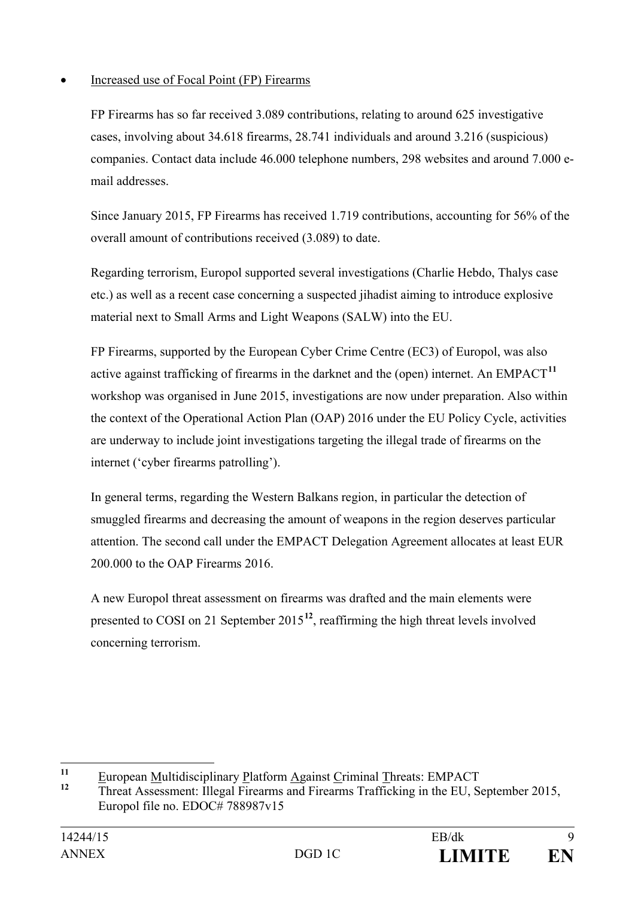- Increased use of Focal Point (FP) Firearms

  FP Firearms has so far received 3.089 contributions, relating to around 625 investigative cases, involving about 34.618 firearms, 28.741 individuals and around 3.216 (suspicious) companies. Contact data include 46.000 telephone numbers, 298 websites and around 7.000 e-mail addresses.

  Since January 2015, FP Firearms has received 1.719 contributions, accounting for 56% of the overall amount of contributions received (3.089) to date.

  Regarding terrorism, Europol supported several investigations (Charlie Hebdo, Thalys case etc.) as well as a recent case concerning a suspected jihadist aiming to introduce explosive material next to Small Arms and Light Weapons (SALW) into the EU.

  FP Firearms, supported by the European Cyber Crime Centre (EC3) of Europol, was also active against trafficking of firearms in the darknet and the (open) internet. An EMPACT[11] workshop was organised in June 2015, investigations are now under preparation. Also within the context of the Operational Action Plan (OAP) 2016 under the EU Policy Cycle, activities are underway to include joint investigations targeting the illegal trade of firearms on the internet ('cyber firearms patrolling').

  In general terms, regarding the Western Balkans region, in particular the detection of smuggled firearms and decreasing the amount of weapons in the region deserves particular attention. The second call under the EMPACT Delegation Agreement allocates at least EUR 200.000 to the OAP Firearms 2016.

  A new Europol threat assessment on firearms was drafted and the main elements were presented to COSI on 21 September 2015[12], reaffirming the high threat levels involved concerning terrorism.

---

[11] European Multidisciplinary Platform Against Criminal Threats: EMPACT

[12] Threat Assessment: Illegal Firearms and Firearms Trafficking in the EU, September 2015, Europol file no. EDOC# 788987v15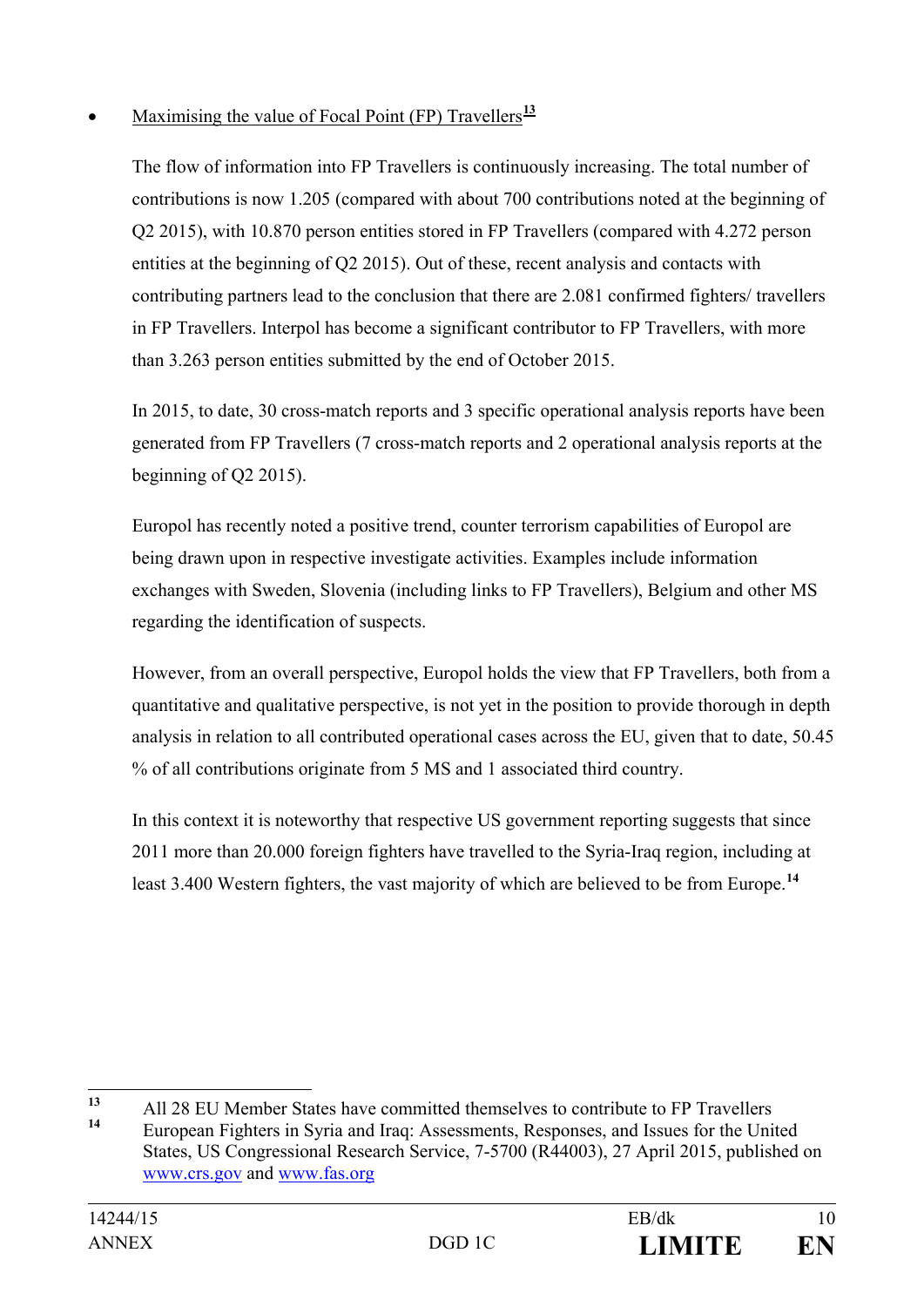- Maximising the value of Focal Point (FP) Travellers[13]

  The flow of information into FP Travellers is continuously increasing. The total number of contributions is now 1.205 (compared with about 700 contributions noted at the beginning of Q2 2015), with 10.870 person entities stored in FP Travellers (compared with 4.272 person entities at the beginning of Q2 2015). Out of these, recent analysis and contacts with contributing partners lead to the conclusion that there are 2.081 confirmed fighters/ travellers in FP Travellers. Interpol has become a significant contributor to FP Travellers, with more than 3.263 person entities submitted by the end of October 2015.

  In 2015, to date, 30 cross-match reports and 3 specific operational analysis reports have been generated from FP Travellers (7 cross-match reports and 2 operational analysis reports at the beginning of Q2 2015).

  Europol has recently noted a positive trend, counter terrorism capabilities of Europol are being drawn upon in respective investigate activities. Examples include information exchanges with Sweden, Slovenia (including links to FP Travellers), Belgium and other MS regarding the identification of suspects.

  However, from an overall perspective, Europol holds the view that FP Travellers, both from a quantitative and qualitative perspective, is not yet in the position to provide thorough in depth analysis in relation to all contributed operational cases across the EU, given that to date, 50.45 % of all contributions originate from 5 MS and 1 associated third country.

  In this context it is noteworthy that respective US government reporting suggests that since 2011 more than 20.000 foreign fighters have travelled to the Syria-Iraq region, including at least 3.400 Western fighters, the vast majority of which are believed to be from Europe.[14]

---

[13] All 28 EU Member States have committed themselves to contribute to FP Travellers

[14] European Fighters in Syria and Iraq: Assessments, Responses, and Issues for the United States, US Congressional Research Service, 7-5700 (R44003), 27 April 2015, published on www.crs.gov and www.fas.org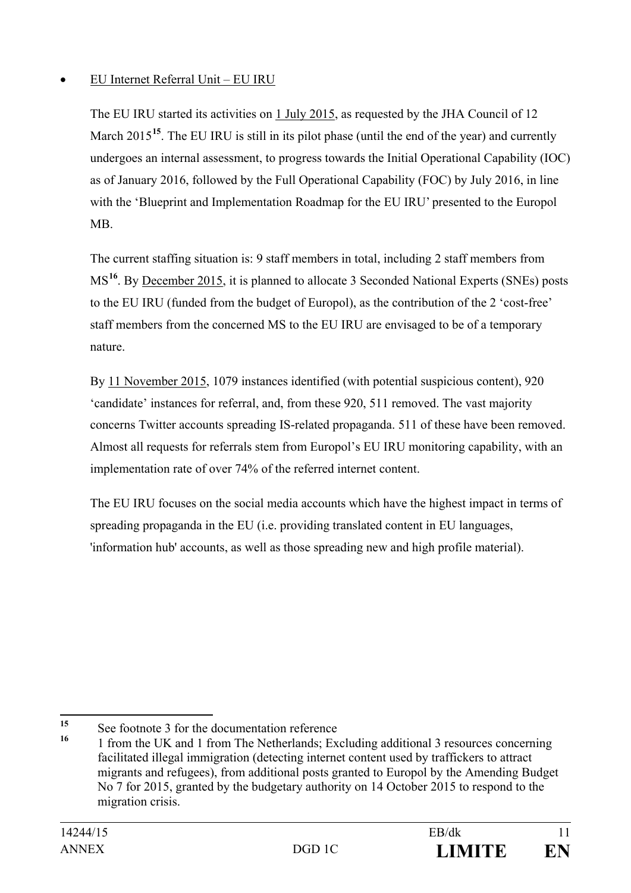- EU Internet Referral Unit – EU IRU

The EU IRU started its activities on 1 July 2015, as requested by the JHA Council of 12 March 2015[15]. The EU IRU is still in its pilot phase (until the end of the year) and currently undergoes an internal assessment, to progress towards the Initial Operational Capability (IOC) as of January 2016, followed by the Full Operational Capability (FOC) by July 2016, in line with the 'Blueprint and Implementation Roadmap for the EU IRU' presented to the Europol MB.

The current staffing situation is: 9 staff members in total, including 2 staff members from MS[16]. By December 2015, it is planned to allocate 3 Seconded National Experts (SNEs) posts to the EU IRU (funded from the budget of Europol), as the contribution of the 2 'cost-free' staff members from the concerned MS to the EU IRU are envisaged to be of a temporary nature.

By 11 November 2015, 1079 instances identified (with potential suspicious content), 920 'candidate' instances for referral, and, from these 920, 511 removed. The vast majority concerns Twitter accounts spreading IS-related propaganda. 511 of these have been removed. Almost all requests for referrals stem from Europol's EU IRU monitoring capability, with an implementation rate of over 74% of the referred internet content.

The EU IRU focuses on the social media accounts which have the highest impact in terms of spreading propaganda in the EU (i.e. providing translated content in EU languages, 'information hub' accounts, as well as those spreading new and high profile material).

---

[15] See footnote 3 for the documentation reference

[16] 1 from the UK and 1 from The Netherlands; Excluding additional 3 resources concerning facilitated illegal immigration (detecting internet content used by traffickers to attract migrants and refugees), from additional posts granted to Europol by the Amending Budget No 7 for 2015, granted by the budgetary authority on 14 October 2015 to respond to the migration crisis.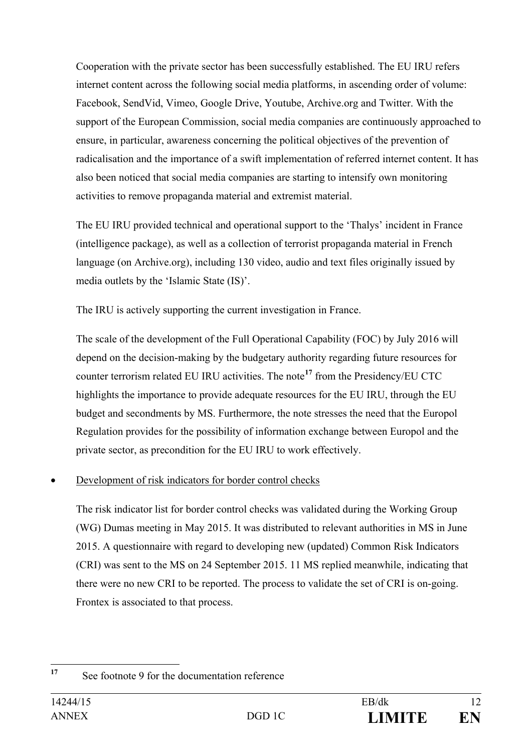Cooperation with the private sector has been successfully established. The EU IRU refers internet content across the following social media platforms, in ascending order of volume: Facebook, SendVid, Vimeo, Google Drive, Youtube, Archive.org and Twitter. With the support of the European Commission, social media companies are continuously approached to ensure, in particular, awareness concerning the political objectives of the prevention of radicalisation and the importance of a swift implementation of referred internet content. It has also been noticed that social media companies are starting to intensify own monitoring activities to remove propaganda material and extremist material.

The EU IRU provided technical and operational support to the 'Thalys' incident in France (intelligence package), as well as a collection of terrorist propaganda material in French language (on Archive.org), including 130 video, audio and text files originally issued by media outlets by the 'Islamic State (IS)'.

The IRU is actively supporting the current investigation in France.

The scale of the development of the Full Operational Capability (FOC) by July 2016 will depend on the decision-making by the budgetary authority regarding future resources for counter terrorism related EU IRU activities. The note[17] from the Presidency/EU CTC highlights the importance to provide adequate resources for the EU IRU, through the EU budget and secondments by MS. Furthermore, the note stresses the need that the Europol Regulation provides for the possibility of information exchange between Europol and the private sector, as precondition for the EU IRU to work effectively.

- Development of risk indicators for border control checks

The risk indicator list for border control checks was validated during the Working Group (WG) Dumas meeting in May 2015. It was distributed to relevant authorities in MS in June 2015. A questionnaire with regard to developing new (updated) Common Risk Indicators (CRI) was sent to the MS on 24 September 2015. 11 MS replied meanwhile, indicating that there were no new CRI to be reported. The process to validate the set of CRI is on-going. Frontex is associated to that process.

[17] See footnote 9 for the documentation reference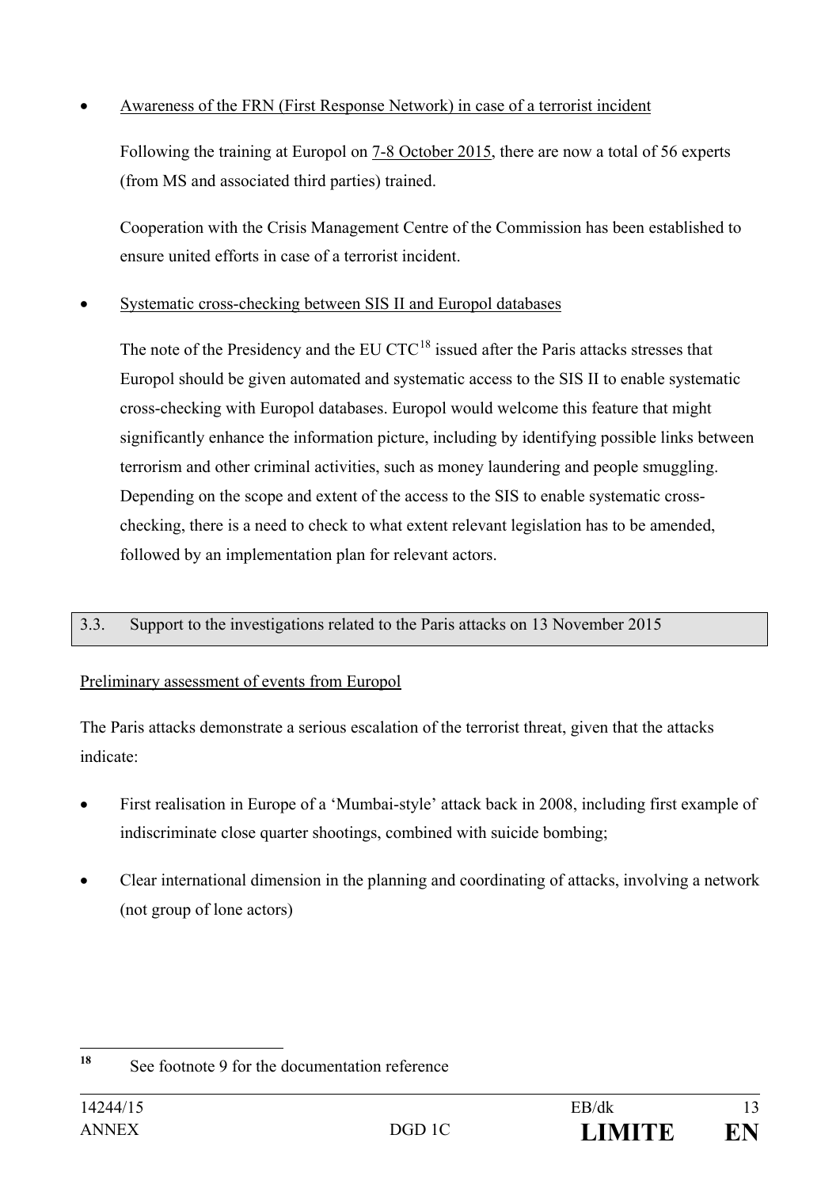- Awareness of the FRN (First Response Network) in case of a terrorist incident

  Following the training at Europol on 7-8 October 2015, there are now a total of 56 experts (from MS and associated third parties) trained.

  Cooperation with the Crisis Management Centre of the Commission has been established to ensure united efforts in case of a terrorist incident.

- Systematic cross-checking between SIS II and Europol databases

  The note of the Presidency and the EU CTC[18] issued after the Paris attacks stresses that Europol should be given automated and systematic access to the SIS II to enable systematic cross-checking with Europol databases. Europol would welcome this feature that might significantly enhance the information picture, including by identifying possible links between terrorism and other criminal activities, such as money laundering and people smuggling. Depending on the scope and extent of the access to the SIS to enable systematic cross-checking, there is a need to check to what extent relevant legislation has to be amended, followed by an implementation plan for relevant actors.

## 3.3. Support to the investigations related to the Paris attacks on 13 November 2015

Preliminary assessment of events from Europol

The Paris attacks demonstrate a serious escalation of the terrorist threat, given that the attacks indicate:

- First realisation in Europe of a 'Mumbai-style' attack back in 2008, including first example of indiscriminate close quarter shootings, combined with suicide bombing;
- Clear international dimension in the planning and coordinating of attacks, involving a network (not group of lone actors)

[18] See footnote 9 for the documentation reference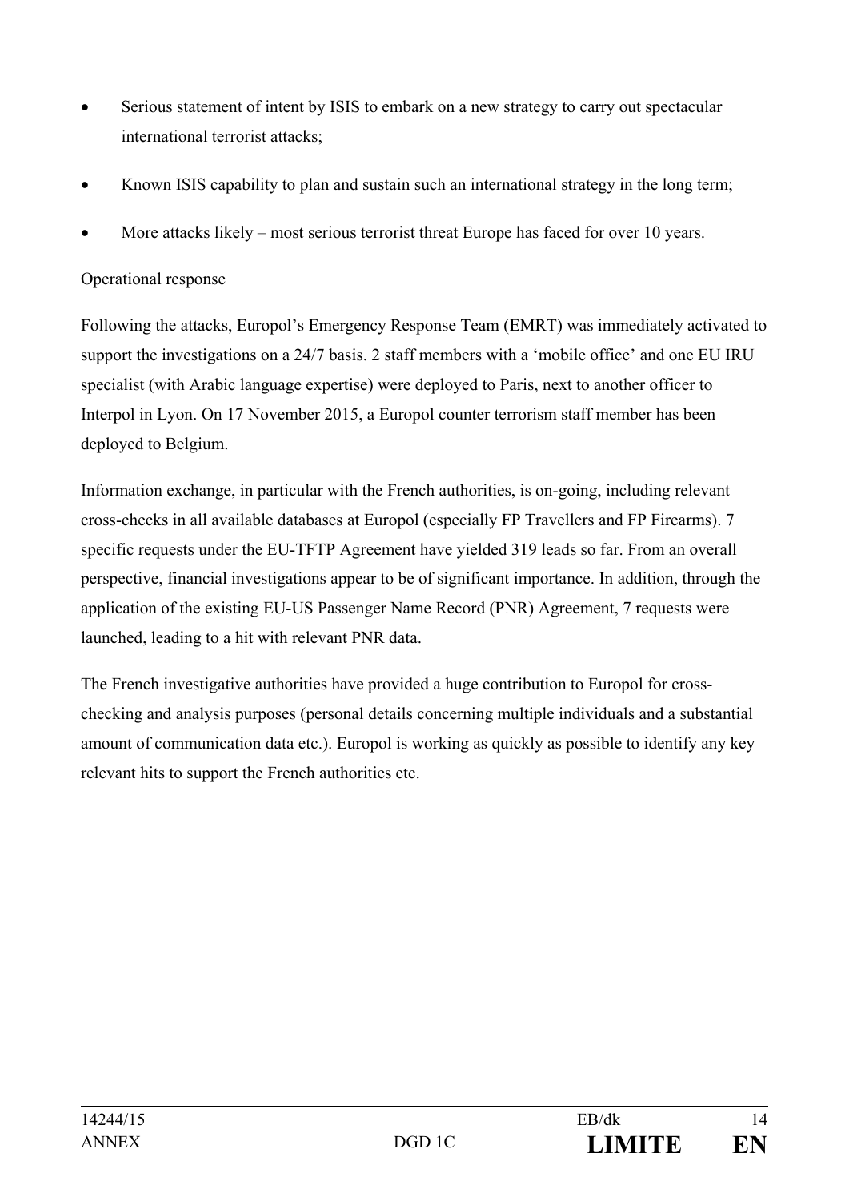- Serious statement of intent by ISIS to embark on a new strategy to carry out spectacular international terrorist attacks;
- Known ISIS capability to plan and sustain such an international strategy in the long term;
- More attacks likely – most serious terrorist threat Europe has faced for over 10 years.

<u>Operational response</u>

Following the attacks, Europol's Emergency Response Team (EMRT) was immediately activated to support the investigations on a 24/7 basis. 2 staff members with a 'mobile office' and one EU IRU specialist (with Arabic language expertise) were deployed to Paris, next to another officer to Interpol in Lyon. On 17 November 2015, a Europol counter terrorism staff member has been deployed to Belgium.

Information exchange, in particular with the French authorities, is on-going, including relevant cross-checks in all available databases at Europol (especially FP Travellers and FP Firearms). 7 specific requests under the EU-TFTP Agreement have yielded 319 leads so far. From an overall perspective, financial investigations appear to be of significant importance. In addition, through the application of the existing EU-US Passenger Name Record (PNR) Agreement, 7 requests were launched, leading to a hit with relevant PNR data.

The French investigative authorities have provided a huge contribution to Europol for cross-checking and analysis purposes (personal details concerning multiple individuals and a substantial amount of communication data etc.). Europol is working as quickly as possible to identify any key relevant hits to support the French authorities etc.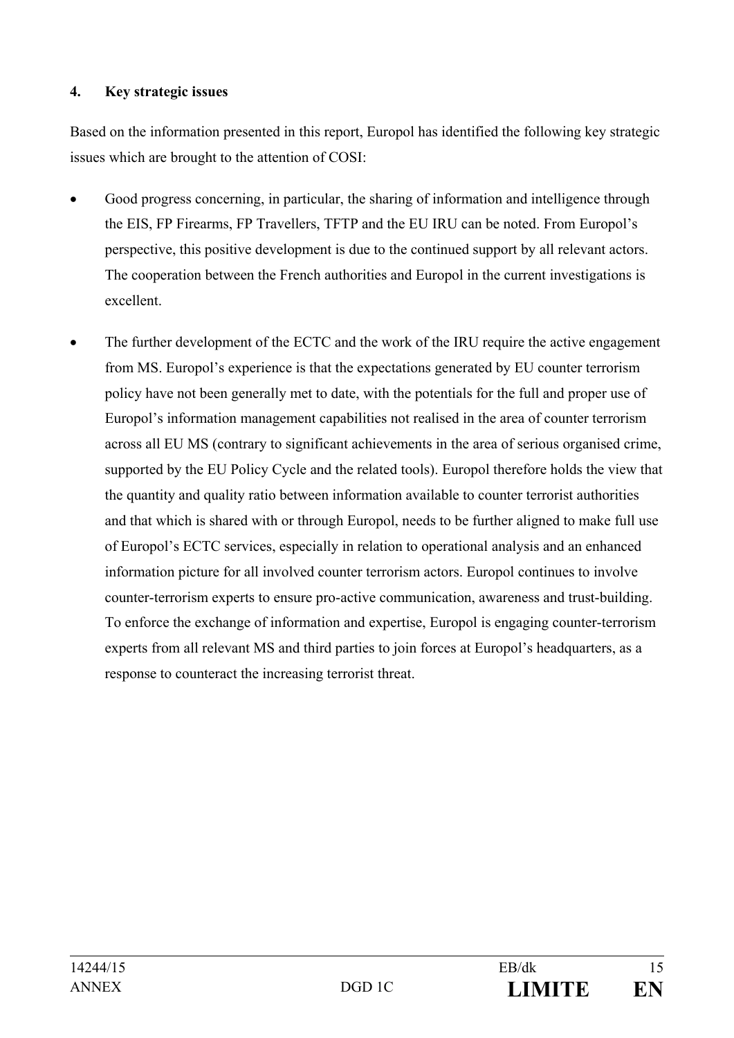## 4. Key strategic issues

Based on the information presented in this report, Europol has identified the following key strategic issues which are brought to the attention of COSI:

- Good progress concerning, in particular, the sharing of information and intelligence through the EIS, FP Firearms, FP Travellers, TFTP and the EU IRU can be noted. From Europol's perspective, this positive development is due to the continued support by all relevant actors. The cooperation between the French authorities and Europol in the current investigations is excellent.

- The further development of the ECTC and the work of the IRU require the active engagement from MS. Europol's experience is that the expectations generated by EU counter terrorism policy have not been generally met to date, with the potentials for the full and proper use of Europol's information management capabilities not realised in the area of counter terrorism across all EU MS (contrary to significant achievements in the area of serious organised crime, supported by the EU Policy Cycle and the related tools). Europol therefore holds the view that the quantity and quality ratio between information available to counter terrorist authorities and that which is shared with or through Europol, needs to be further aligned to make full use of Europol's ECTC services, especially in relation to operational analysis and an enhanced information picture for all involved counter terrorism actors. Europol continues to involve counter-terrorism experts to ensure pro-active communication, awareness and trust-building. To enforce the exchange of information and expertise, Europol is engaging counter-terrorism experts from all relevant MS and third parties to join forces at Europol's headquarters, as a response to counteract the increasing terrorist threat.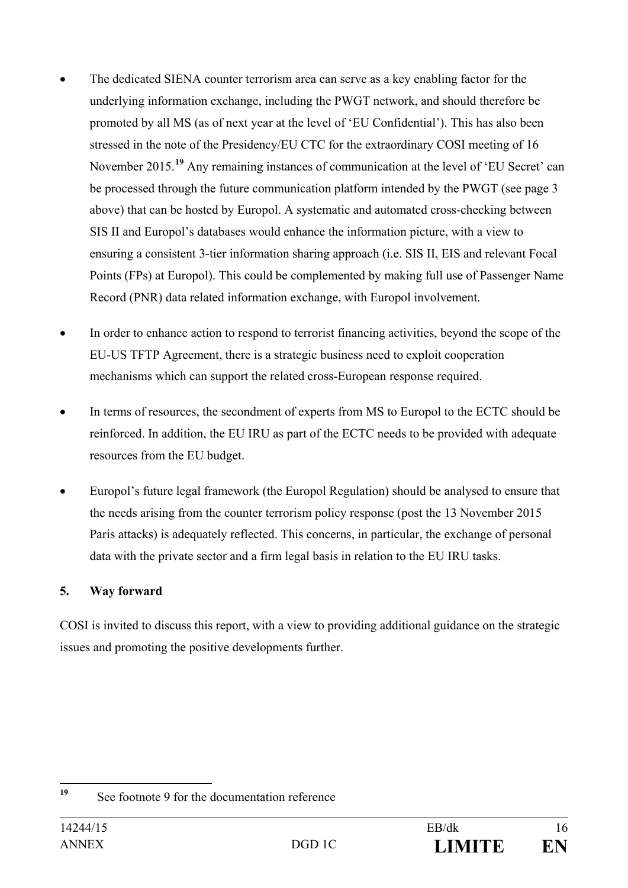- The dedicated SIENA counter terrorism area can serve as a key enabling factor for the underlying information exchange, including the PWGT network, and should therefore be promoted by all MS (as of next year at the level of 'EU Confidential'). This has also been stressed in the note of the Presidency/EU CTC for the extraordinary COSI meeting of 16 November 2015.[19] Any remaining instances of communication at the level of 'EU Secret' can be processed through the future communication platform intended by the PWGT (see page 3 above) that can be hosted by Europol. A systematic and automated cross-checking between SIS II and Europol's databases would enhance the information picture, with a view to ensuring a consistent 3-tier information sharing approach (i.e. SIS II, EIS and relevant Focal Points (FPs) at Europol). This could be complemented by making full use of Passenger Name Record (PNR) data related information exchange, with Europol involvement.

- In order to enhance action to respond to terrorist financing activities, beyond the scope of the EU-US TFTP Agreement, there is a strategic business need to exploit cooperation mechanisms which can support the related cross-European response required.

- In terms of resources, the secondment of experts from MS to Europol to the ECTC should be reinforced. In addition, the EU IRU as part of the ECTC needs to be provided with adequate resources from the EU budget.

- Europol's future legal framework (the Europol Regulation) should be analysed to ensure that the needs arising from the counter terrorism policy response (post the 13 November 2015 Paris attacks) is adequately reflected. This concerns, in particular, the exchange of personal data with the private sector and a firm legal basis in relation to the EU IRU tasks.

## 5. Way forward

COSI is invited to discuss this report, with a view to providing additional guidance on the strategic issues and promoting the positive developments further.

---

[19] See footnote 9 for the documentation reference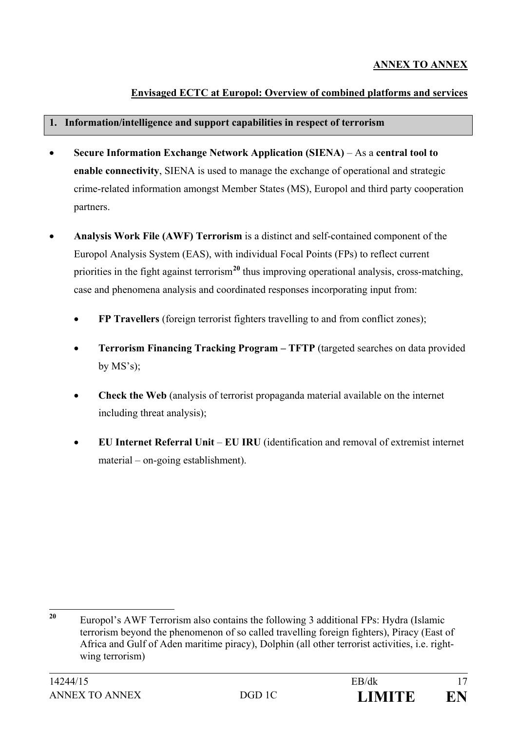**ANNEX TO ANNEX**

**Envisaged ECTC at Europol: Overview of combined platforms and services**

## 1. Information/intelligence and support capabilities in respect of terrorism

- **Secure Information Exchange Network Application (SIENA)** – As a **central tool to enable connectivity**, SIENA is used to manage the exchange of operational and strategic crime-related information amongst Member States (MS), Europol and third party cooperation partners.

- **Analysis Work File (AWF) Terrorism** is a distinct and self-contained component of the Europol Analysis System (EAS), with individual Focal Points (FPs) to reflect current priorities in the fight against terrorism[20] thus improving operational analysis, cross-matching, case and phenomena analysis and coordinated responses incorporating input from:

    - **FP Travellers** (foreign terrorist fighters travelling to and from conflict zones);

    - **Terrorism Financing Tracking Program – TFTP** (targeted searches on data provided by MS's);

    - **Check the Web** (analysis of terrorist propaganda material available on the internet including threat analysis);

    - **EU Internet Referral Unit** – **EU IRU** (identification and removal of extremist internet material – on-going establishment).

[20] Europol's AWF Terrorism also contains the following 3 additional FPs: Hydra (Islamic terrorism beyond the phenomenon of so called travelling foreign fighters), Piracy (East of Africa and Gulf of Aden maritime piracy), Dolphin (all other terrorist activities, i.e. right-wing terrorism)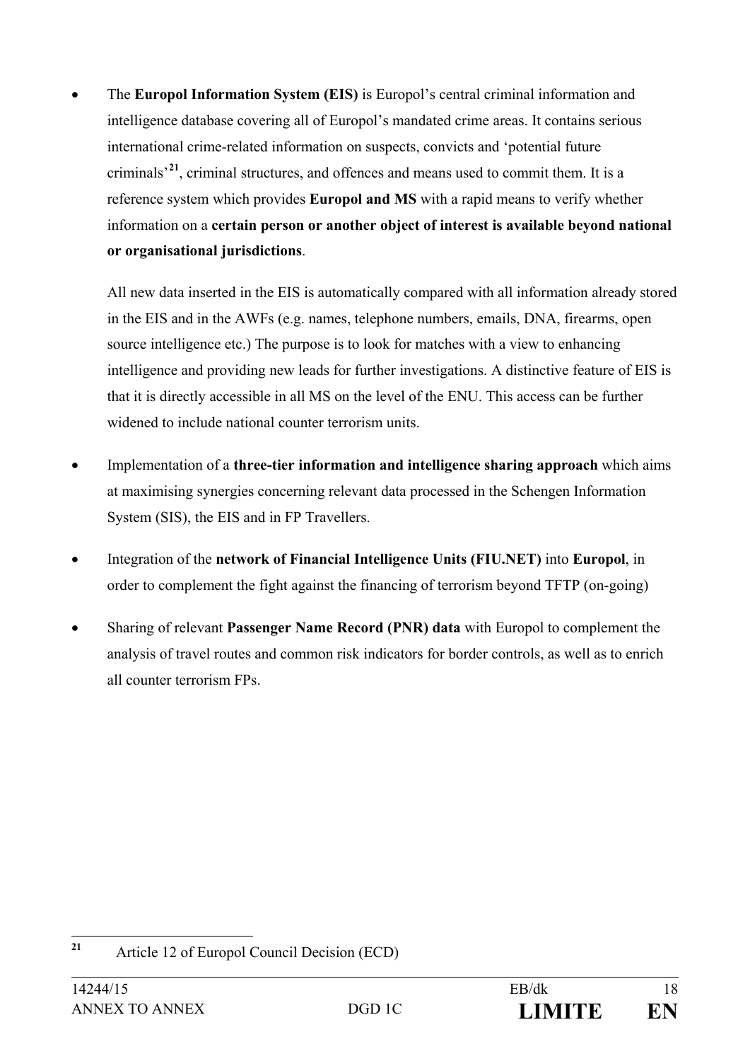- The **Europol Information System (EIS)** is Europol's central criminal information and intelligence database covering all of Europol's mandated crime areas. It contains serious international crime-related information on suspects, convicts and 'potential future criminals'[21], criminal structures, and offences and means used to commit them. It is a reference system which provides **Europol and MS** with a rapid means to verify whether information on a **certain person or another object of interest is available beyond national or organisational jurisdictions**.

  All new data inserted in the EIS is automatically compared with all information already stored in the EIS and in the AWFs (e.g. names, telephone numbers, emails, DNA, firearms, open source intelligence etc.) The purpose is to look for matches with a view to enhancing intelligence and providing new leads for further investigations. A distinctive feature of EIS is that it is directly accessible in all MS on the level of the ENU. This access can be further widened to include national counter terrorism units.

- Implementation of a **three-tier information and intelligence sharing approach** which aims at maximising synergies concerning relevant data processed in the Schengen Information System (SIS), the EIS and in FP Travellers.

- Integration of the **network of Financial Intelligence Units (FIU.NET)** into **Europol**, in order to complement the fight against the financing of terrorism beyond TFTP (on-going)

- Sharing of relevant **Passenger Name Record (PNR) data** with Europol to complement the analysis of travel routes and common risk indicators for border controls, as well as to enrich all counter terrorism FPs.

---

[21] Article 12 of Europol Council Decision (ECD)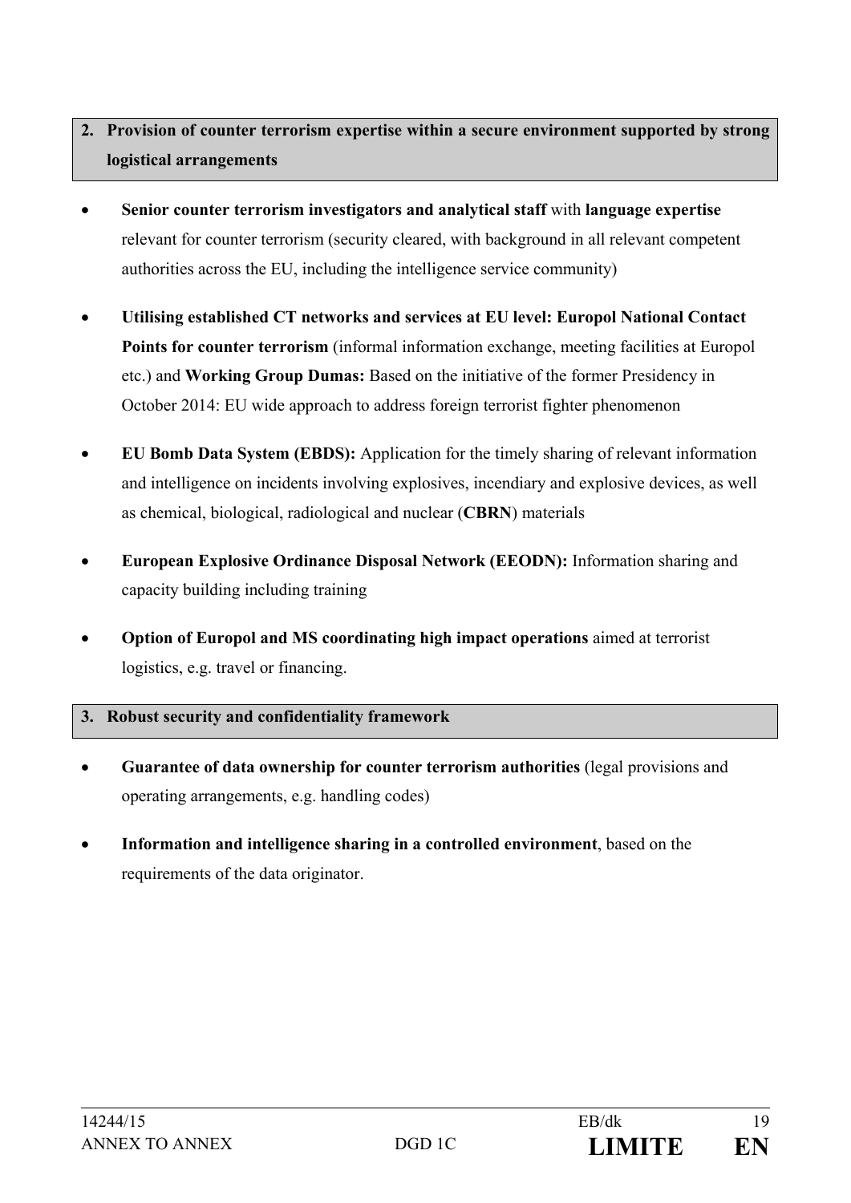## 2. Provision of counter terrorism expertise within a secure environment supported by strong logistical arrangements

- **Senior counter terrorism investigators and analytical staff** with **language expertise** relevant for counter terrorism (security cleared, with background in all relevant competent authorities across the EU, including the intelligence service community)
- **Utilising established CT networks and services at EU level: Europol National Contact Points for counter terrorism** (informal information exchange, meeting facilities at Europol etc.) and **Working Group Dumas:** Based on the initiative of the former Presidency in October 2014: EU wide approach to address foreign terrorist fighter phenomenon
- **EU Bomb Data System (EBDS):** Application for the timely sharing of relevant information and intelligence on incidents involving explosives, incendiary and explosive devices, as well as chemical, biological, radiological and nuclear (**CBRN**) materials
- **European Explosive Ordinance Disposal Network (EEODN):** Information sharing and capacity building including training
- **Option of Europol and MS coordinating high impact operations** aimed at terrorist logistics, e.g. travel or financing.

## 3. Robust security and confidentiality framework

- **Guarantee of data ownership for counter terrorism authorities** (legal provisions and operating arrangements, e.g. handling codes)
- **Information and intelligence sharing in a controlled environment**, based on the requirements of the data originator.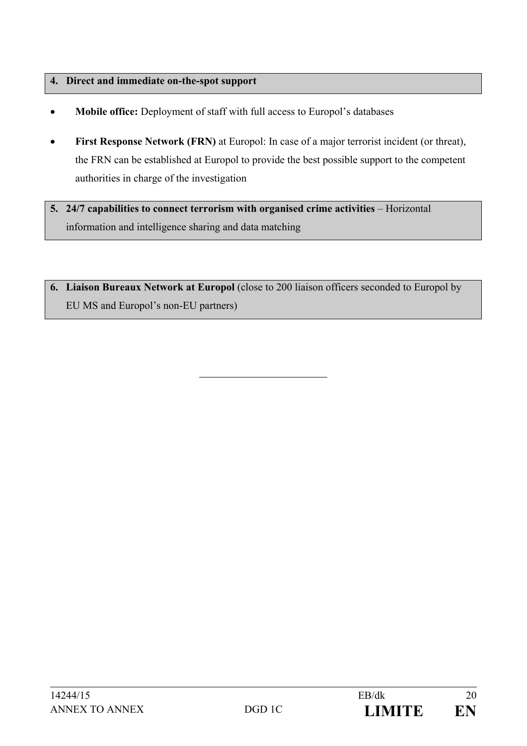**4. Direct and immediate on-the-spot support**

- **Mobile office:** Deployment of staff with full access to Europol's databases
- **First Response Network (FRN)** at Europol: In case of a major terrorist incident (or threat), the FRN can be established at Europol to provide the best possible support to the competent authorities in charge of the investigation

**5. 24/7 capabilities to connect terrorism with organised crime activities** – Horizontal information and intelligence sharing and data matching

**6. Liaison Bureaux Network at Europol** (close to 200 liaison officers seconded to Europol by EU MS and Europol's non-EU partners)